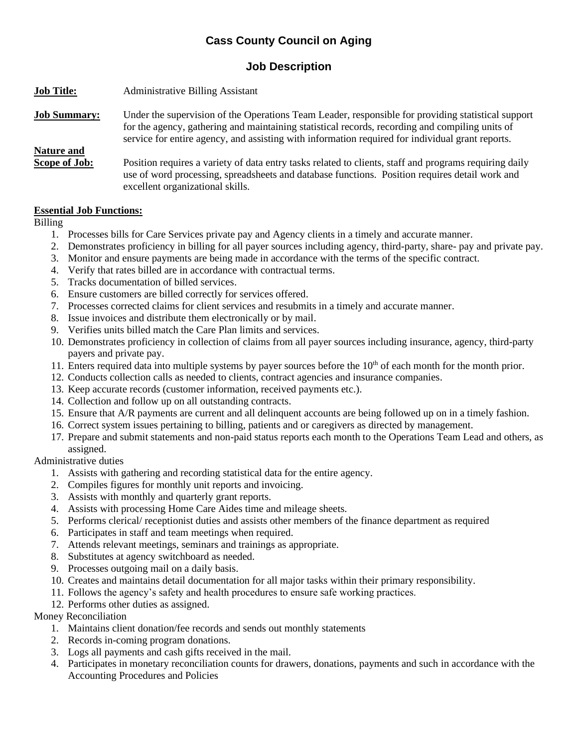# Cass County Council on Aging

## Job Description

**Job Title:** Administrative Billing Assistant

**Job Summary:** Under the supervision of the Operations Team Leader, responsible for providing statistical support for the agency, gathering and maintaining statistical records, recording and compiling units of service for entire agency, and assisting with information required for individual grant reports.

**Nature and Scope of Job:** Position requires a variety of data entry tasks related to clients, staff and programs requiring daily use of word processing, spreadsheets and database functions. Position requires detail work and excellent organizational skills.

**Essential Job Functions:**

Billing

1. Processes bills for Care Services private pay and Agency clients in a timely and accurate manner.
2. Demonstrates proficiency in billing for all payer sources including agency, third-party, share- pay and private pay.
3. Monitor and ensure payments are being made in accordance with the terms of the specific contract.
4. Verify that rates billed are in accordance with contractual terms.
5. Tracks documentation of billed services.
6. Ensure customers are billed correctly for services offered.
7. Processes corrected claims for client services and resubmits in a timely and accurate manner.
8. Issue invoices and distribute them electronically or by mail.
9. Verifies units billed match the Care Plan limits and services.
10. Demonstrates proficiency in collection of claims from all payer sources including insurance, agency, third-party payers and private pay.
11. Enters required data into multiple systems by payer sources before the 10th of each month for the month prior.
12. Conducts collection calls as needed to clients, contract agencies and insurance companies.
13. Keep accurate records (customer information, received payments etc.).
14. Collection and follow up on all outstanding contracts.
15. Ensure that A/R payments are current and all delinquent accounts are being followed up on in a timely fashion.
16. Correct system issues pertaining to billing, patients and or caregivers as directed by management.
17. Prepare and submit statements and non-paid status reports each month to the Operations Team Lead and others, as assigned.

Administrative duties

1. Assists with gathering and recording statistical data for the entire agency.
2. Compiles figures for monthly unit reports and invoicing.
3. Assists with monthly and quarterly grant reports.
4. Assists with processing Home Care Aides time and mileage sheets.
5. Performs clerical/ receptionist duties and assists other members of the finance department as required
6. Participates in staff and team meetings when required.
7. Attends relevant meetings, seminars and trainings as appropriate.
8. Substitutes at agency switchboard as needed.
9. Processes outgoing mail on a daily basis.
10. Creates and maintains detail documentation for all major tasks within their primary responsibility.
11. Follows the agency's safety and health procedures to ensure safe working practices.
12. Performs other duties as assigned.

Money Reconciliation

1. Maintains client donation/fee records and sends out monthly statements
2. Records in-coming program donations.
3. Logs all payments and cash gifts received in the mail.
4. Participates in monetary reconciliation counts for drawers, donations, payments and such in accordance with the Accounting Procedures and Policies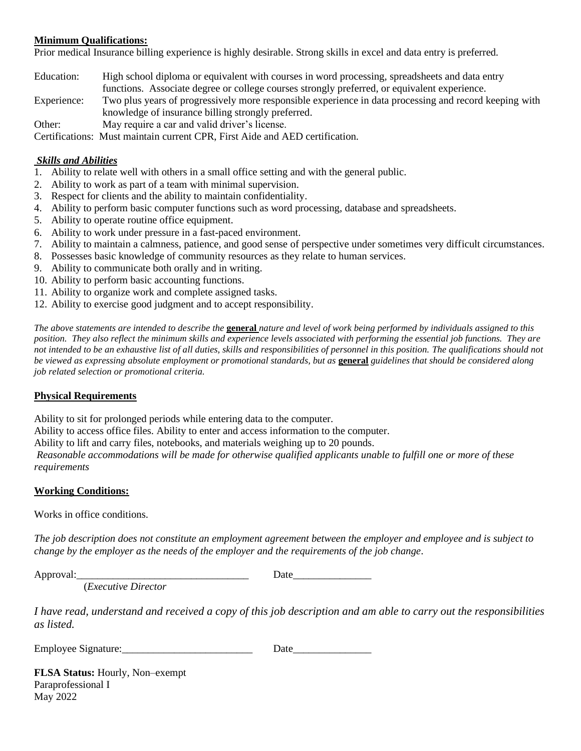**Minimum Qualifications:**

Prior medical Insurance billing experience is highly desirable. Strong skills in excel and data entry is preferred.

| | |
|---|---|
| Education: | High school diploma or equivalent with courses in word processing, spreadsheets and data entry functions. Associate degree or college courses strongly preferred, or equivalent experience. |
| Experience: | Two plus years of progressively more responsible experience in data processing and record keeping with knowledge of insurance billing strongly preferred. |
| Other: | May require a car and valid driver's license. |

Certifications: Must maintain current CPR, First Aide and AED certification.

***Skills and Abilities***

1. Ability to relate well with others in a small office setting and with the general public.
2. Ability to work as part of a team with minimal supervision.
3. Respect for clients and the ability to maintain confidentiality.
4. Ability to perform basic computer functions such as word processing, database and spreadsheets.
5. Ability to operate routine office equipment.
6. Ability to work under pressure in a fast-paced environment.
7. Ability to maintain a calmness, patience, and good sense of perspective under sometimes very difficult circumstances.
8. Possesses basic knowledge of community resources as they relate to human services.
9. Ability to communicate both orally and in writing.
10. Ability to perform basic accounting functions.
11. Ability to organize work and complete assigned tasks.
12. Ability to exercise good judgment and to accept responsibility.

*The above statements are intended to describe the* ***general*** *nature and level of work being performed by individuals assigned to this position. They also reflect the minimum skills and experience levels associated with performing the essential job functions. They are not intended to be an exhaustive list of all duties, skills and responsibilities of personnel in this position. The qualifications should not be viewed as expressing absolute employment or promotional standards, but as* ***general*** *guidelines that should be considered along job related selection or promotional criteria.*

**Physical Requirements**

Ability to sit for prolonged periods while entering data to the computer.
Ability to access office files. Ability to enter and access information to the computer.
Ability to lift and carry files, notebooks, and materials weighing up to 20 pounds.
*Reasonable accommodations will be made for otherwise qualified applicants unable to fulfill one or more of these requirements*

**Working Conditions:**

Works in office conditions.

*The job description does not constitute an employment agreement between the employer and employee and is subject to change by the employer as the needs of the employer and the requirements of the job change.*

Approval:_________________________________ Date_______________
(*Executive Director*

*I have read, understand and received a copy of this job description and am able to carry out the responsibilities as listed.*

Employee Signature:_________________________ Date_______________

**FLSA Status:** Hourly, Non–exempt
Paraprofessional I
May 2022